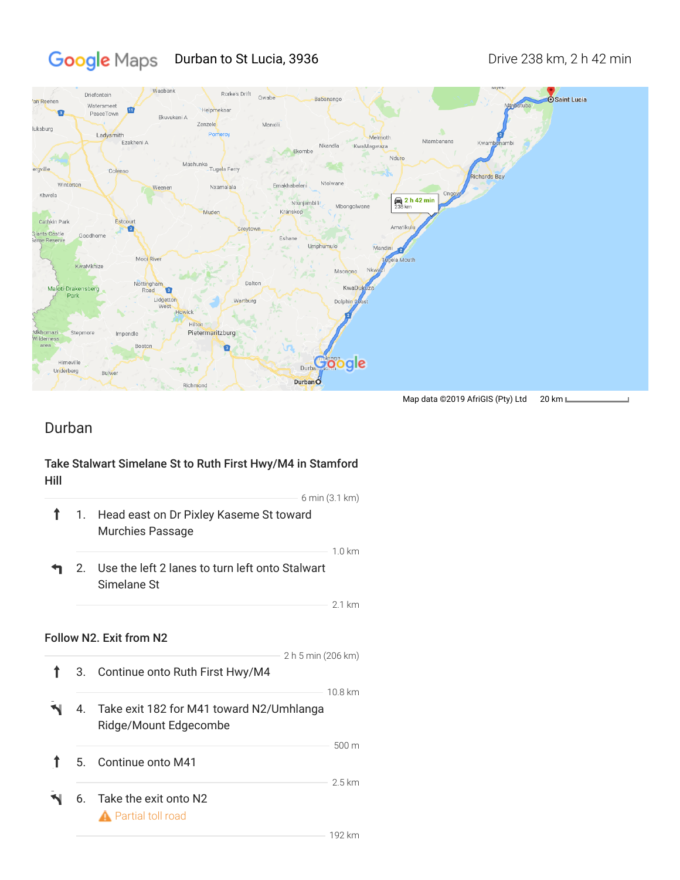Google Maps **Durban to St Lucia, 3936** Drive 238 km, 2 h 42 min

Map data ©2019 AfriGIS (Pty) Ltd 20 km

## Durban

### Take Stalwart Simelane St to Ruth First Hwy/M4 in Stamford Hill

6 min (3.1 km)

1. Head east on Dr Pixley Kaseme St toward Murchies Passage

   1.0 km

2. Use the left 2 lanes to turn left onto Stalwart Simelane St

   2.1 km

### Follow N2. Exit from N2

2 h 5 min (206 km)

3. Continue onto Ruth First Hwy/M4

   10.8 km

4. Take exit 182 for M41 toward N2/Umhlanga Ridge/Mount Edgecombe

   500 m

5. Continue onto M41

   2.5 km

6. Take the exit onto N2

   ⚠ Partial toll road

   192 km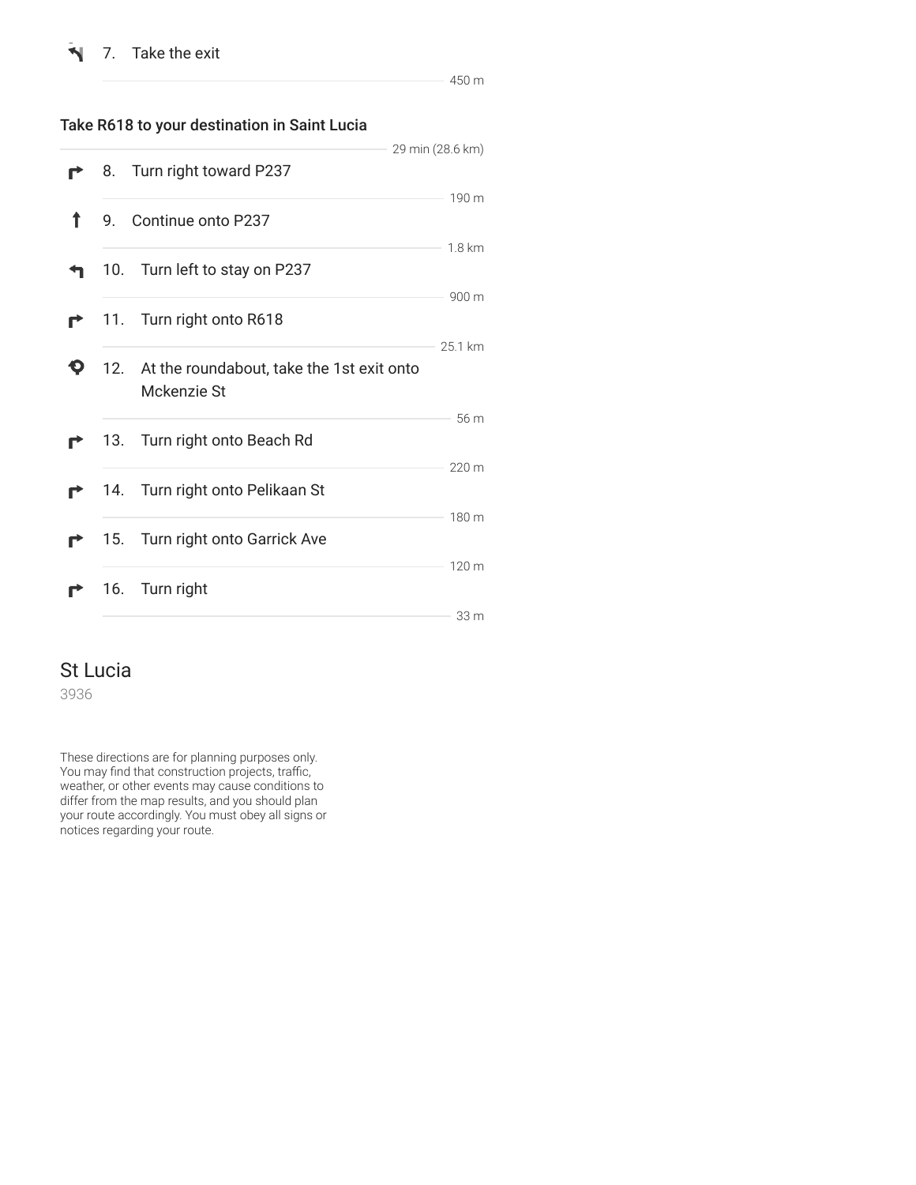7. Take the exit

450 m

**Take R618 to your destination in Saint Lucia**

29 min (28.6 km)

8. Turn right toward P237

190 m

9. Continue onto P237

1.8 km

10. Turn left to stay on P237

900 m

11. Turn right onto R618

25.1 km

12. At the roundabout, take the 1st exit onto Mckenzie St

56 m

13. Turn right onto Beach Rd

220 m

14. Turn right onto Pelikaan St

180 m

15. Turn right onto Garrick Ave

120 m

16. Turn right

33 m

## St Lucia

3936

These directions are for planning purposes only. You may find that construction projects, traffic, weather, or other events may cause conditions to differ from the map results, and you should plan your route accordingly. You must obey all signs or notices regarding your route.